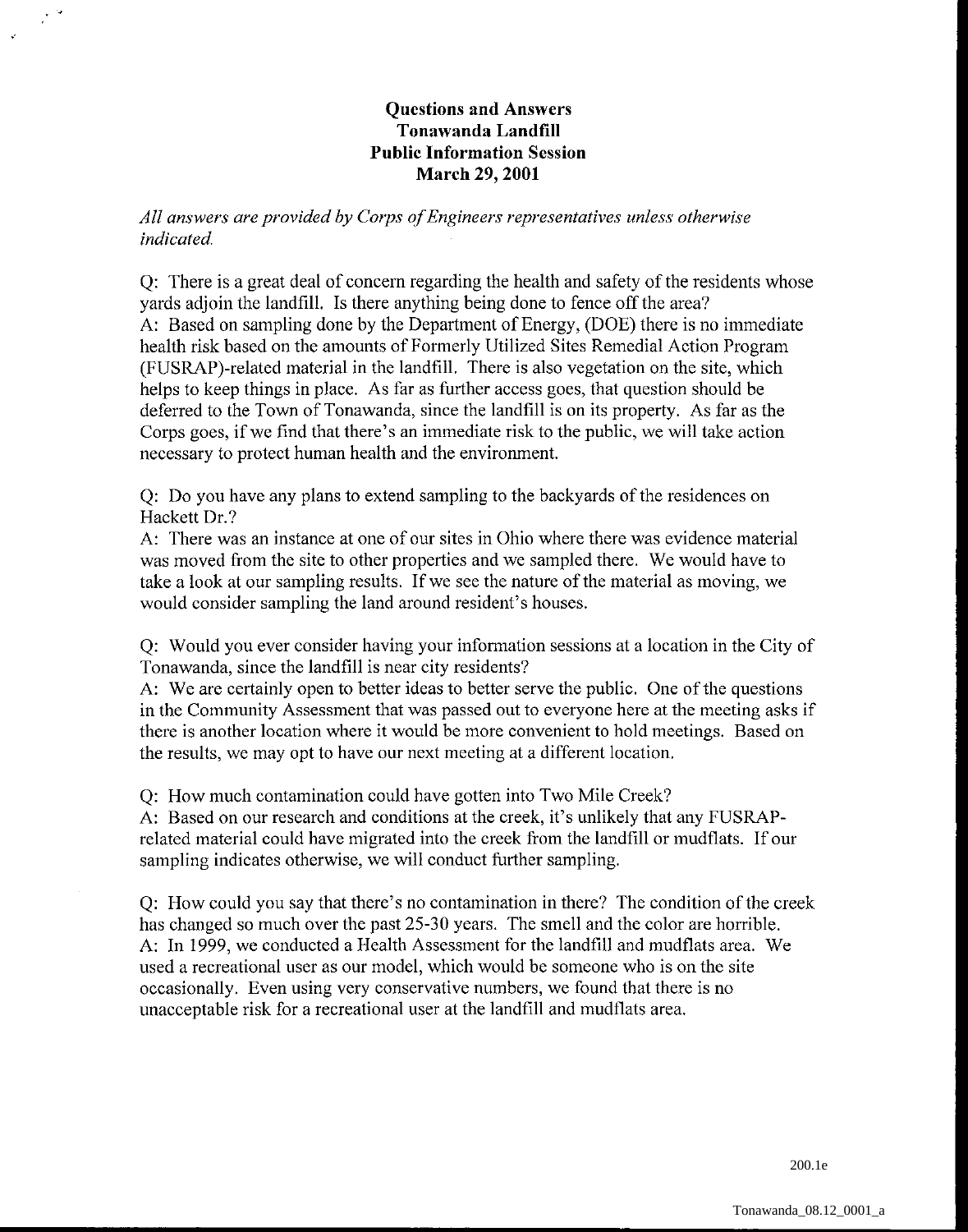# Questions and Answers
# Tonawanda Landfill
# Public Information Session
# March 29, 2001

*All answers are provided by Corps of Engineers representatives unless otherwise indicated.*

Q: There is a great deal of concern regarding the health and safety of the residents whose yards adjoin the landfill. Is there anything being done to fence off the area?
A: Based on sampling done by the Department of Energy, (DOE) there is no immediate health risk based on the amounts of Formerly Utilized Sites Remedial Action Program (FUSRAP)-related material in the landfill. There is also vegetation on the site, which helps to keep things in place. As far as further access goes, that question should be deferred to the Town of Tonawanda, since the landfill is on its property. As far as the Corps goes, if we find that there's an immediate risk to the public, we will take action necessary to protect human health and the environment.

Q: Do you have any plans to extend sampling to the backyards of the residences on Hackett Dr.?
A: There was an instance at one of our sites in Ohio where there was evidence material was moved from the site to other properties and we sampled there. We would have to take a look at our sampling results. If we see the nature of the material as moving, we would consider sampling the land around resident's houses.

Q: Would you ever consider having your information sessions at a location in the City of Tonawanda, since the landfill is near city residents?
A: We are certainly open to better ideas to better serve the public. One of the questions in the Community Assessment that was passed out to everyone here at the meeting asks if there is another location where it would be more convenient to hold meetings. Based on the results, we may opt to have our next meeting at a different location.

Q: How much contamination could have gotten into Two Mile Creek?
A: Based on our research and conditions at the creek, it's unlikely that any FUSRAP-related material could have migrated into the creek from the landfill or mudflats. If our sampling indicates otherwise, we will conduct further sampling.

Q: How could you say that there's no contamination in there? The condition of the creek has changed so much over the past 25-30 years. The smell and the color are horrible.
A: In 1999, we conducted a Health Assessment for the landfill and mudflats area. We used a recreational user as our model, which would be someone who is on the site occasionally. Even using very conservative numbers, we found that there is no unacceptable risk for a recreational user at the landfill and mudflats area.

200.1e

Tonawanda_08.12_0001_a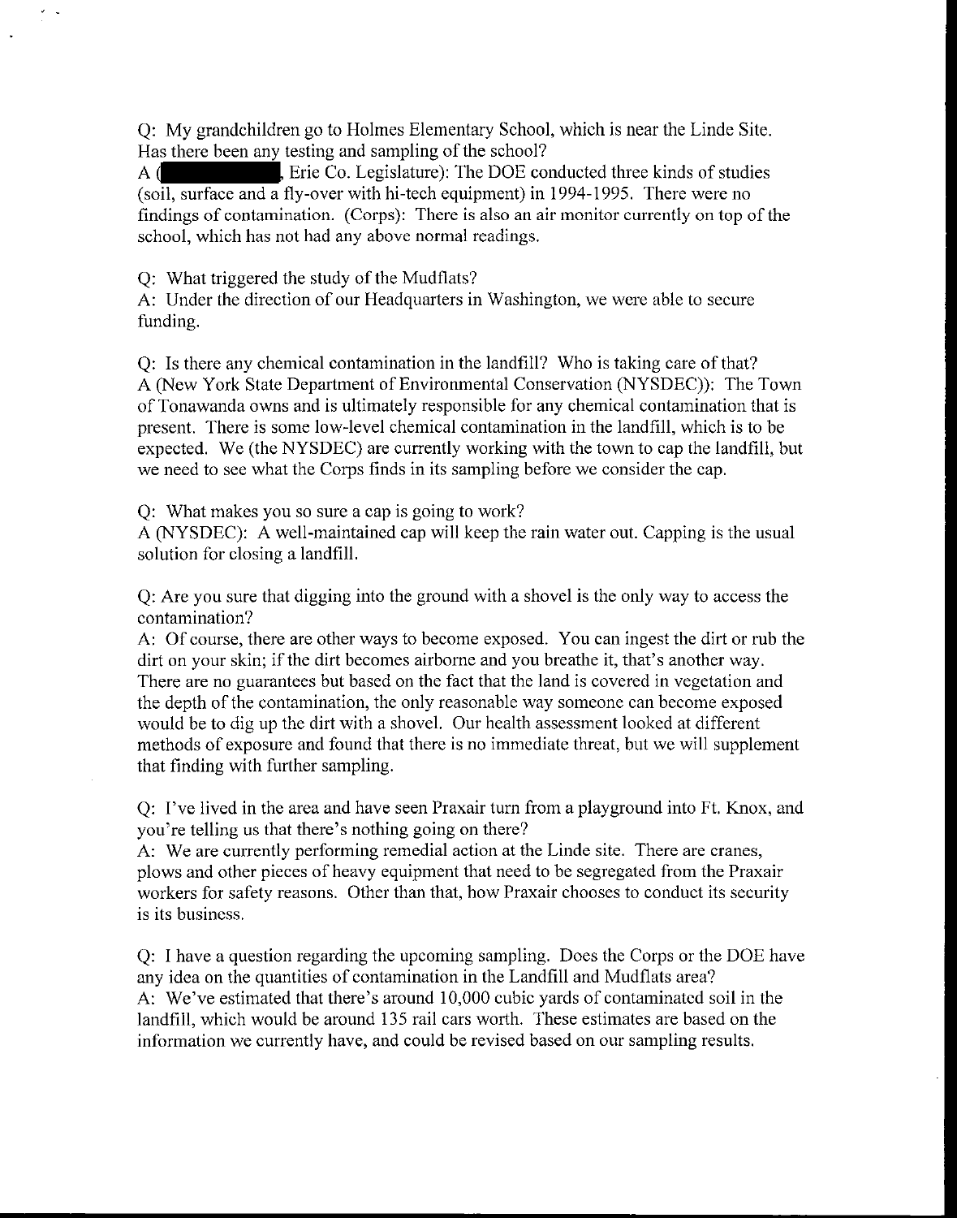Q: My grandchildren go to Holmes Elementary School, which is near the Linde Site. Has there been any testing and sampling of the school?
A (█████████, Erie Co. Legislature): The DOE conducted three kinds of studies (soil, surface and a fly-over with hi-tech equipment) in 1994-1995. There were no findings of contamination. (Corps): There is also an air monitor currently on top of the school, which has not had any above normal readings.

Q: What triggered the study of the Mudflats?
A: Under the direction of our Headquarters in Washington, we were able to secure funding.

Q: Is there any chemical contamination in the landfill? Who is taking care of that?
A (New York State Department of Environmental Conservation (NYSDEC)): The Town of Tonawanda owns and is ultimately responsible for any chemical contamination that is present. There is some low-level chemical contamination in the landfill, which is to be expected. We (the NYSDEC) are currently working with the town to cap the landfill, but we need to see what the Corps finds in its sampling before we consider the cap.

Q: What makes you so sure a cap is going to work?
A (NYSDEC): A well-maintained cap will keep the rain water out. Capping is the usual solution for closing a landfill.

Q: Are you sure that digging into the ground with a shovel is the only way to access the contamination?
A: Of course, there are other ways to become exposed. You can ingest the dirt or rub the dirt on your skin; if the dirt becomes airborne and you breathe it, that's another way. There are no guarantees but based on the fact that the land is covered in vegetation and the depth of the contamination, the only reasonable way someone can become exposed would be to dig up the dirt with a shovel. Our health assessment looked at different methods of exposure and found that there is no immediate threat, but we will supplement that finding with further sampling.

Q: I've lived in the area and have seen Praxair turn from a playground into Ft. Knox, and you're telling us that there's nothing going on there?
A: We are currently performing remedial action at the Linde site. There are cranes, plows and other pieces of heavy equipment that need to be segregated from the Praxair workers for safety reasons. Other than that, how Praxair chooses to conduct its security is its business.

Q: I have a question regarding the upcoming sampling. Does the Corps or the DOE have any idea on the quantities of contamination in the Landfill and Mudflats area?
A: We've estimated that there's around 10,000 cubic yards of contaminated soil in the landfill, which would be around 135 rail cars worth. These estimates are based on the information we currently have, and could be revised based on our sampling results.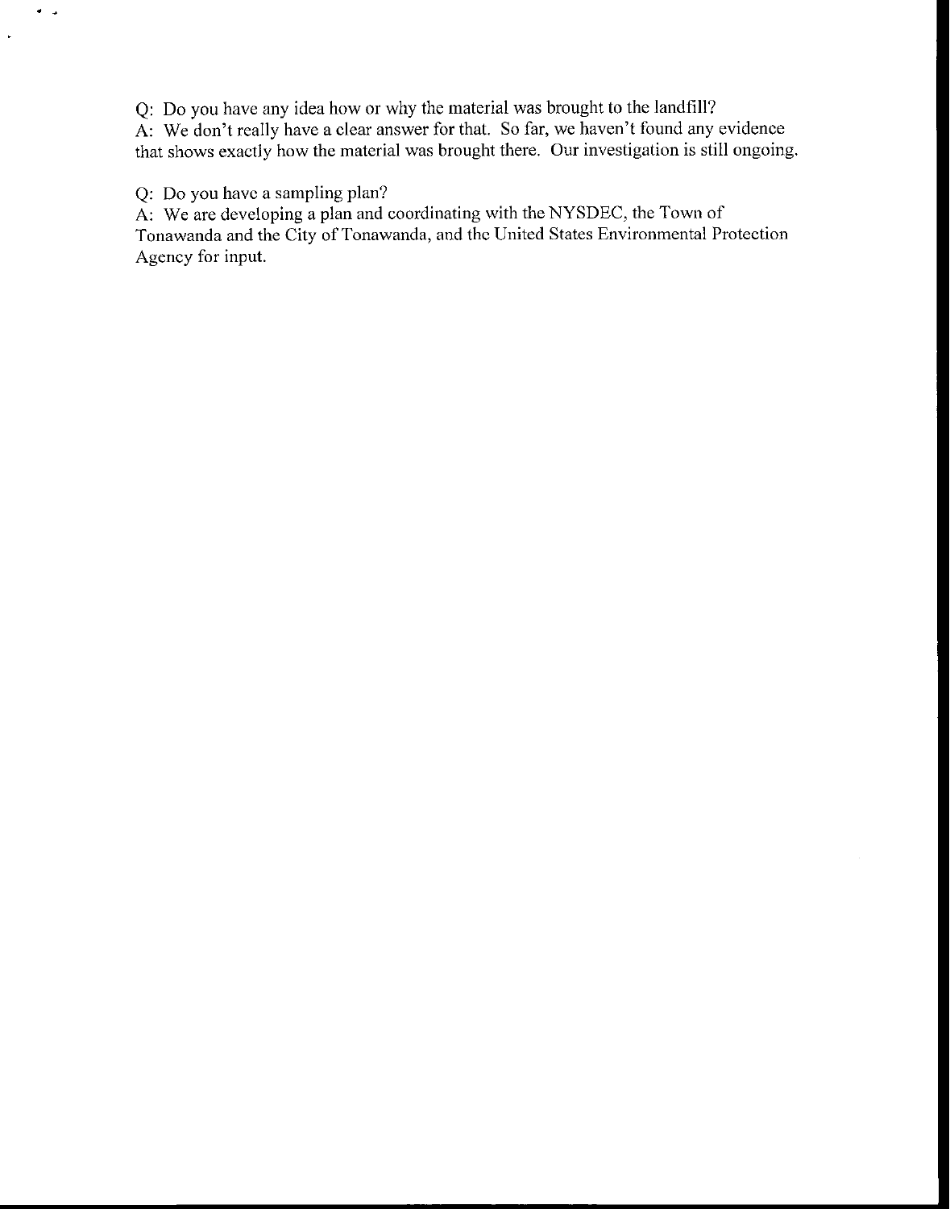Q: Do you have any idea how or why the material was brought to the landfill?
A: We don't really have a clear answer for that. So far, we haven't found any evidence that shows exactly how the material was brought there. Our investigation is still ongoing.

Q: Do you have a sampling plan?
A: We are developing a plan and coordinating with the NYSDEC, the Town of Tonawanda and the City of Tonawanda, and the United States Environmental Protection Agency for input.